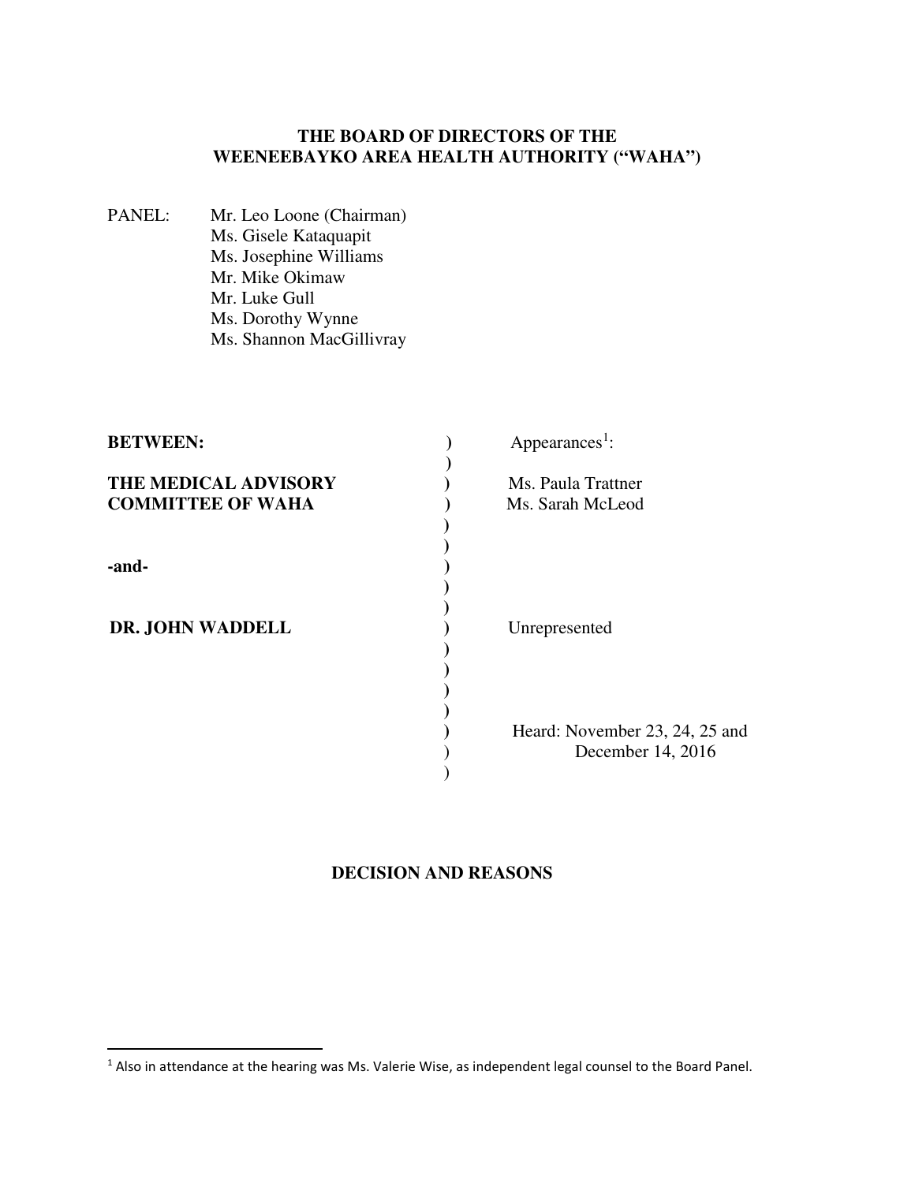**THE BOARD OF DIRECTORS OF THE WEENEEBAYKO AREA HEALTH AUTHORITY ("WAHA")**

PANEL:
Mr. Leo Loone (Chairman)
Ms. Gisele Kataquapit
Ms. Josephine Williams
Mr. Mike Okimaw
Mr. Luke Gull
Ms. Dorothy Wynne
Ms. Shannon MacGillivray

| | Appearances[1]: |
|---|---|
| **BETWEEN:** | |
| **THE MEDICAL ADVISORY COMMITTEE OF WAHA** | Ms. Paula Trattner<br>Ms. Sarah McLeod |
| **-and-** | |
| **DR. JOHN WADDELL** | Unrepresented |
| | Heard: November 23, 24, 25 and December 14, 2016 |

## DECISION AND REASONS

---

[1] Also in attendance at the hearing was Ms. Valerie Wise, as independent legal counsel to the Board Panel.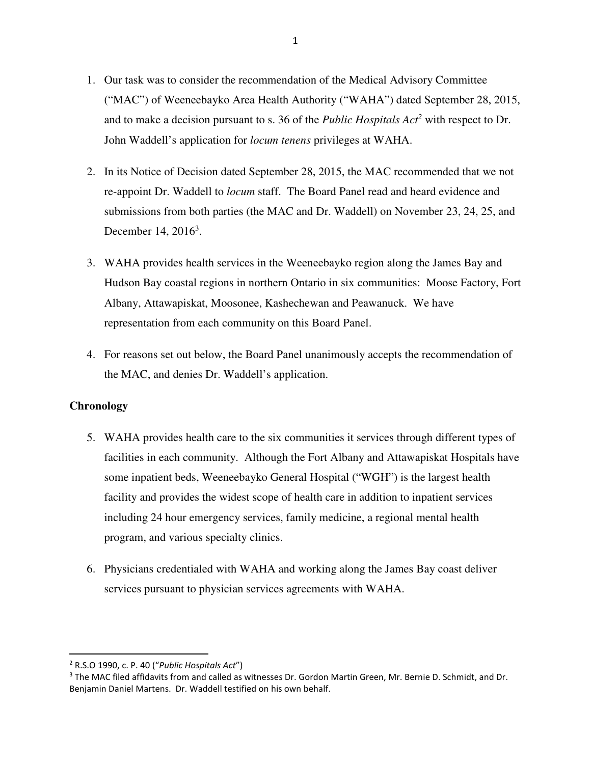1. Our task was to consider the recommendation of the Medical Advisory Committee ("MAC") of Weeneebayko Area Health Authority ("WAHA") dated September 28, 2015, and to make a decision pursuant to s. 36 of the *Public Hospitals Act*[2] with respect to Dr. John Waddell's application for *locum tenens* privileges at WAHA.

2. In its Notice of Decision dated September 28, 2015, the MAC recommended that we not re-appoint Dr. Waddell to *locum* staff. The Board Panel read and heard evidence and submissions from both parties (the MAC and Dr. Waddell) on November 23, 24, 25, and December 14, 2016[3].

3. WAHA provides health services in the Weeneebayko region along the James Bay and Hudson Bay coastal regions in northern Ontario in six communities: Moose Factory, Fort Albany, Attawapiskat, Moosonee, Kashechewan and Peawanuck. We have representation from each community on this Board Panel.

4. For reasons set out below, the Board Panel unanimously accepts the recommendation of the MAC, and denies Dr. Waddell's application.

**Chronology**

5. WAHA provides health care to the six communities it services through different types of facilities in each community. Although the Fort Albany and Attawapiskat Hospitals have some inpatient beds, Weeneebayko General Hospital ("WGH") is the largest health facility and provides the widest scope of health care in addition to inpatient services including 24 hour emergency services, family medicine, a regional mental health program, and various specialty clinics.

6. Physicians credentialed with WAHA and working along the James Bay coast deliver services pursuant to physician services agreements with WAHA.

---

[2] R.S.O 1990, c. P. 40 ("*Public Hospitals Act*")

[3] The MAC filed affidavits from and called as witnesses Dr. Gordon Martin Green, Mr. Bernie D. Schmidt, and Dr. Benjamin Daniel Martens. Dr. Waddell testified on his own behalf.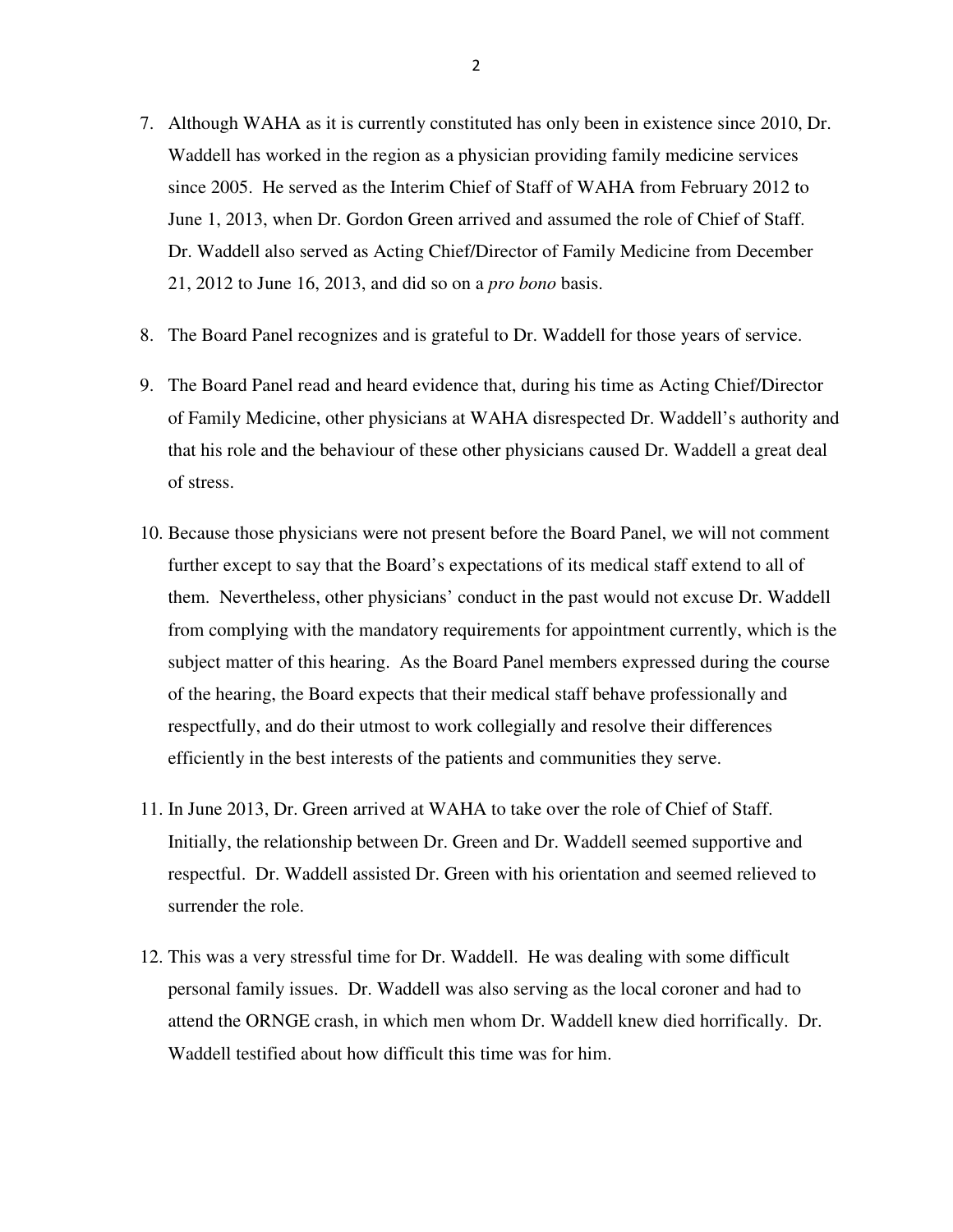7. Although WAHA as it is currently constituted has only been in existence since 2010, Dr. Waddell has worked in the region as a physician providing family medicine services since 2005. He served as the Interim Chief of Staff of WAHA from February 2012 to June 1, 2013, when Dr. Gordon Green arrived and assumed the role of Chief of Staff. Dr. Waddell also served as Acting Chief/Director of Family Medicine from December 21, 2012 to June 16, 2013, and did so on a *pro bono* basis.

8. The Board Panel recognizes and is grateful to Dr. Waddell for those years of service.

9. The Board Panel read and heard evidence that, during his time as Acting Chief/Director of Family Medicine, other physicians at WAHA disrespected Dr. Waddell's authority and that his role and the behaviour of these other physicians caused Dr. Waddell a great deal of stress.

10. Because those physicians were not present before the Board Panel, we will not comment further except to say that the Board's expectations of its medical staff extend to all of them. Nevertheless, other physicians' conduct in the past would not excuse Dr. Waddell from complying with the mandatory requirements for appointment currently, which is the subject matter of this hearing. As the Board Panel members expressed during the course of the hearing, the Board expects that their medical staff behave professionally and respectfully, and do their utmost to work collegially and resolve their differences efficiently in the best interests of the patients and communities they serve.

11. In June 2013, Dr. Green arrived at WAHA to take over the role of Chief of Staff. Initially, the relationship between Dr. Green and Dr. Waddell seemed supportive and respectful. Dr. Waddell assisted Dr. Green with his orientation and seemed relieved to surrender the role.

12. This was a very stressful time for Dr. Waddell. He was dealing with some difficult personal family issues. Dr. Waddell was also serving as the local coroner and had to attend the ORNGE crash, in which men whom Dr. Waddell knew died horrifically. Dr. Waddell testified about how difficult this time was for him.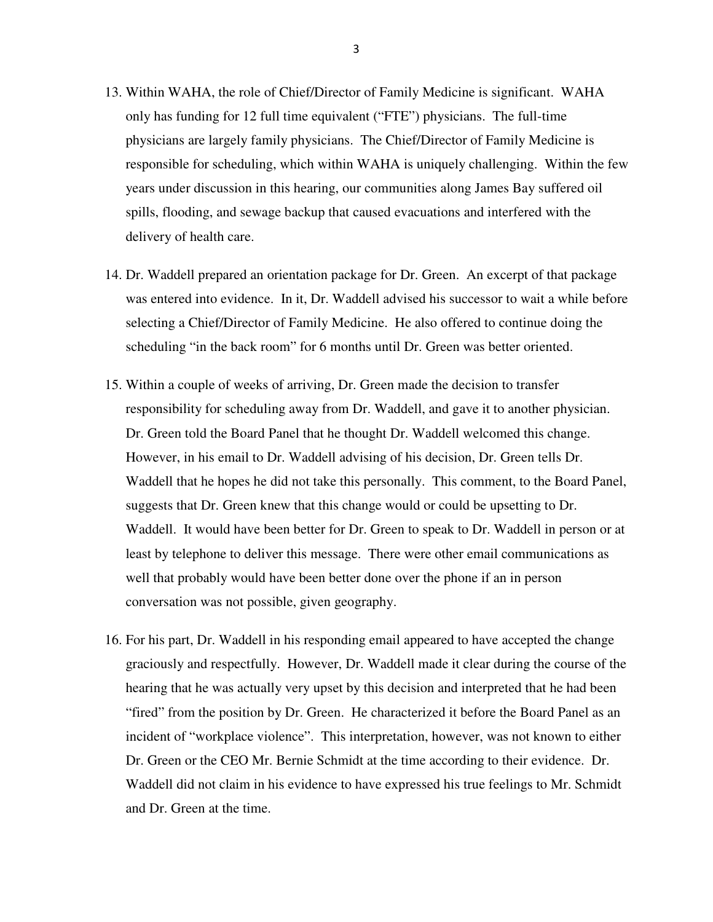13. Within WAHA, the role of Chief/Director of Family Medicine is significant. WAHA only has funding for 12 full time equivalent ("FTE") physicians. The full-time physicians are largely family physicians. The Chief/Director of Family Medicine is responsible for scheduling, which within WAHA is uniquely challenging. Within the few years under discussion in this hearing, our communities along James Bay suffered oil spills, flooding, and sewage backup that caused evacuations and interfered with the delivery of health care.

14. Dr. Waddell prepared an orientation package for Dr. Green. An excerpt of that package was entered into evidence. In it, Dr. Waddell advised his successor to wait a while before selecting a Chief/Director of Family Medicine. He also offered to continue doing the scheduling "in the back room" for 6 months until Dr. Green was better oriented.

15. Within a couple of weeks of arriving, Dr. Green made the decision to transfer responsibility for scheduling away from Dr. Waddell, and gave it to another physician. Dr. Green told the Board Panel that he thought Dr. Waddell welcomed this change. However, in his email to Dr. Waddell advising of his decision, Dr. Green tells Dr. Waddell that he hopes he did not take this personally. This comment, to the Board Panel, suggests that Dr. Green knew that this change would or could be upsetting to Dr. Waddell. It would have been better for Dr. Green to speak to Dr. Waddell in person or at least by telephone to deliver this message. There were other email communications as well that probably would have been better done over the phone if an in person conversation was not possible, given geography.

16. For his part, Dr. Waddell in his responding email appeared to have accepted the change graciously and respectfully. However, Dr. Waddell made it clear during the course of the hearing that he was actually very upset by this decision and interpreted that he had been "fired" from the position by Dr. Green. He characterized it before the Board Panel as an incident of "workplace violence". This interpretation, however, was not known to either Dr. Green or the CEO Mr. Bernie Schmidt at the time according to their evidence. Dr. Waddell did not claim in his evidence to have expressed his true feelings to Mr. Schmidt and Dr. Green at the time.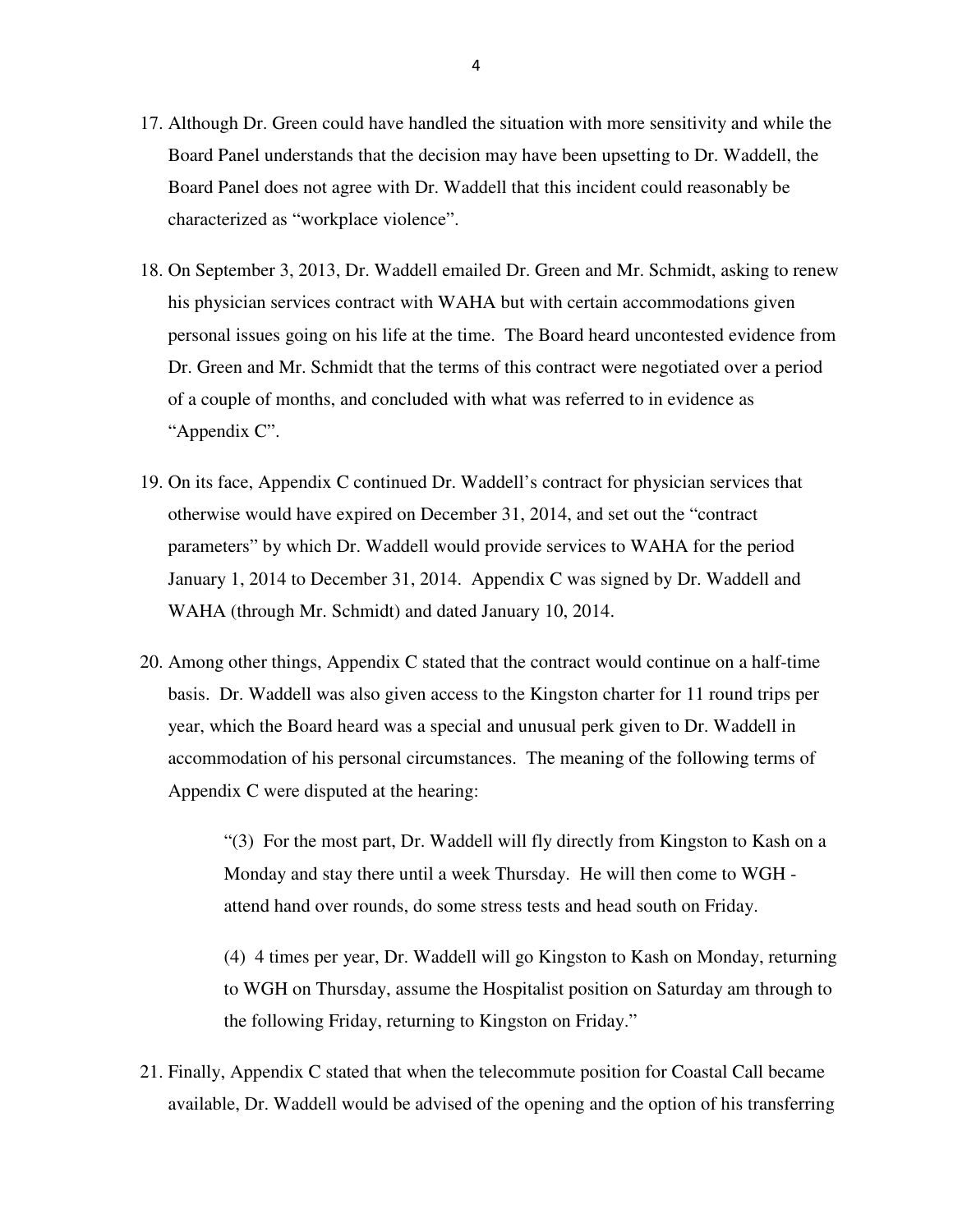17. Although Dr. Green could have handled the situation with more sensitivity and while the Board Panel understands that the decision may have been upsetting to Dr. Waddell, the Board Panel does not agree with Dr. Waddell that this incident could reasonably be characterized as "workplace violence".

18. On September 3, 2013, Dr. Waddell emailed Dr. Green and Mr. Schmidt, asking to renew his physician services contract with WAHA but with certain accommodations given personal issues going on his life at the time. The Board heard uncontested evidence from Dr. Green and Mr. Schmidt that the terms of this contract were negotiated over a period of a couple of months, and concluded with what was referred to in evidence as "Appendix C".

19. On its face, Appendix C continued Dr. Waddell's contract for physician services that otherwise would have expired on December 31, 2014, and set out the "contract parameters" by which Dr. Waddell would provide services to WAHA for the period January 1, 2014 to December 31, 2014. Appendix C was signed by Dr. Waddell and WAHA (through Mr. Schmidt) and dated January 10, 2014.

20. Among other things, Appendix C stated that the contract would continue on a half-time basis. Dr. Waddell was also given access to the Kingston charter for 11 round trips per year, which the Board heard was a special and unusual perk given to Dr. Waddell in accommodation of his personal circumstances. The meaning of the following terms of Appendix C were disputed at the hearing:

    > "(3) For the most part, Dr. Waddell will fly directly from Kingston to Kash on a Monday and stay there until a week Thursday. He will then come to WGH - attend hand over rounds, do some stress tests and head south on Friday.
    >
    > (4) 4 times per year, Dr. Waddell will go Kingston to Kash on Monday, returning to WGH on Thursday, assume the Hospitalist position on Saturday am through to the following Friday, returning to Kingston on Friday."

21. Finally, Appendix C stated that when the telecommute position for Coastal Call became available, Dr. Waddell would be advised of the opening and the option of his transferring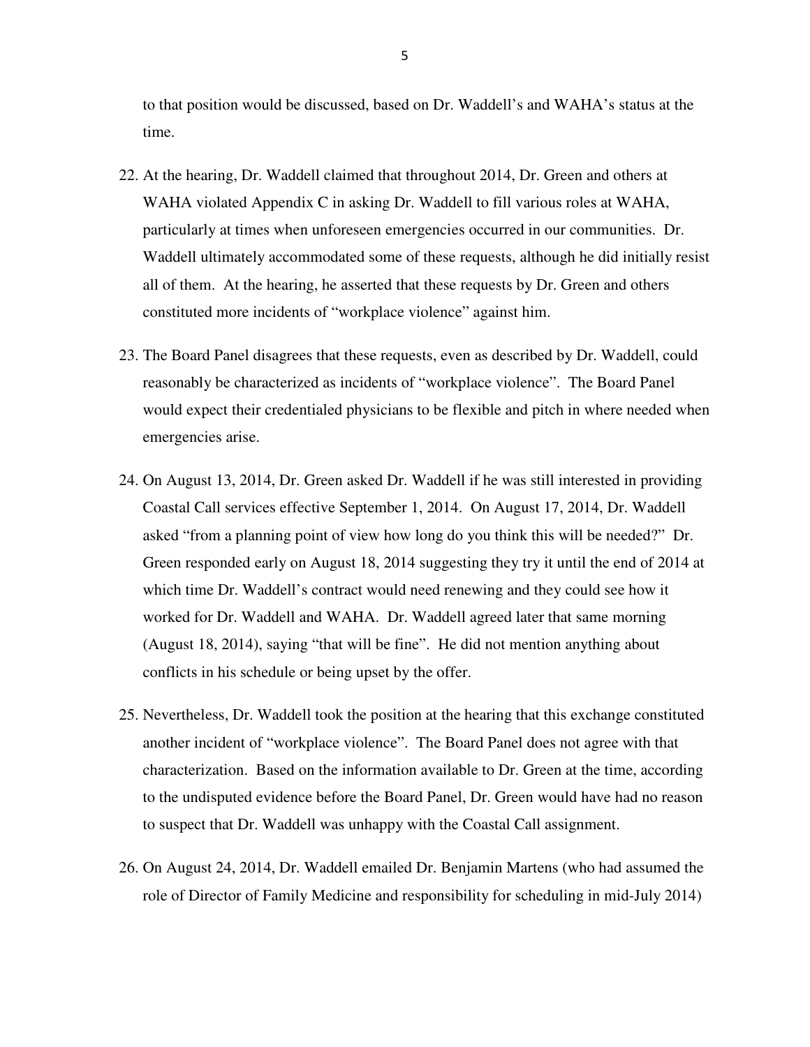to that position would be discussed, based on Dr. Waddell's and WAHA's status at the time.

22. At the hearing, Dr. Waddell claimed that throughout 2014, Dr. Green and others at WAHA violated Appendix C in asking Dr. Waddell to fill various roles at WAHA, particularly at times when unforeseen emergencies occurred in our communities. Dr. Waddell ultimately accommodated some of these requests, although he did initially resist all of them. At the hearing, he asserted that these requests by Dr. Green and others constituted more incidents of "workplace violence" against him.

23. The Board Panel disagrees that these requests, even as described by Dr. Waddell, could reasonably be characterized as incidents of "workplace violence". The Board Panel would expect their credentialed physicians to be flexible and pitch in where needed when emergencies arise.

24. On August 13, 2014, Dr. Green asked Dr. Waddell if he was still interested in providing Coastal Call services effective September 1, 2014. On August 17, 2014, Dr. Waddell asked "from a planning point of view how long do you think this will be needed?" Dr. Green responded early on August 18, 2014 suggesting they try it until the end of 2014 at which time Dr. Waddell's contract would need renewing and they could see how it worked for Dr. Waddell and WAHA. Dr. Waddell agreed later that same morning (August 18, 2014), saying "that will be fine". He did not mention anything about conflicts in his schedule or being upset by the offer.

25. Nevertheless, Dr. Waddell took the position at the hearing that this exchange constituted another incident of "workplace violence". The Board Panel does not agree with that characterization. Based on the information available to Dr. Green at the time, according to the undisputed evidence before the Board Panel, Dr. Green would have had no reason to suspect that Dr. Waddell was unhappy with the Coastal Call assignment.

26. On August 24, 2014, Dr. Waddell emailed Dr. Benjamin Martens (who had assumed the role of Director of Family Medicine and responsibility for scheduling in mid-July 2014)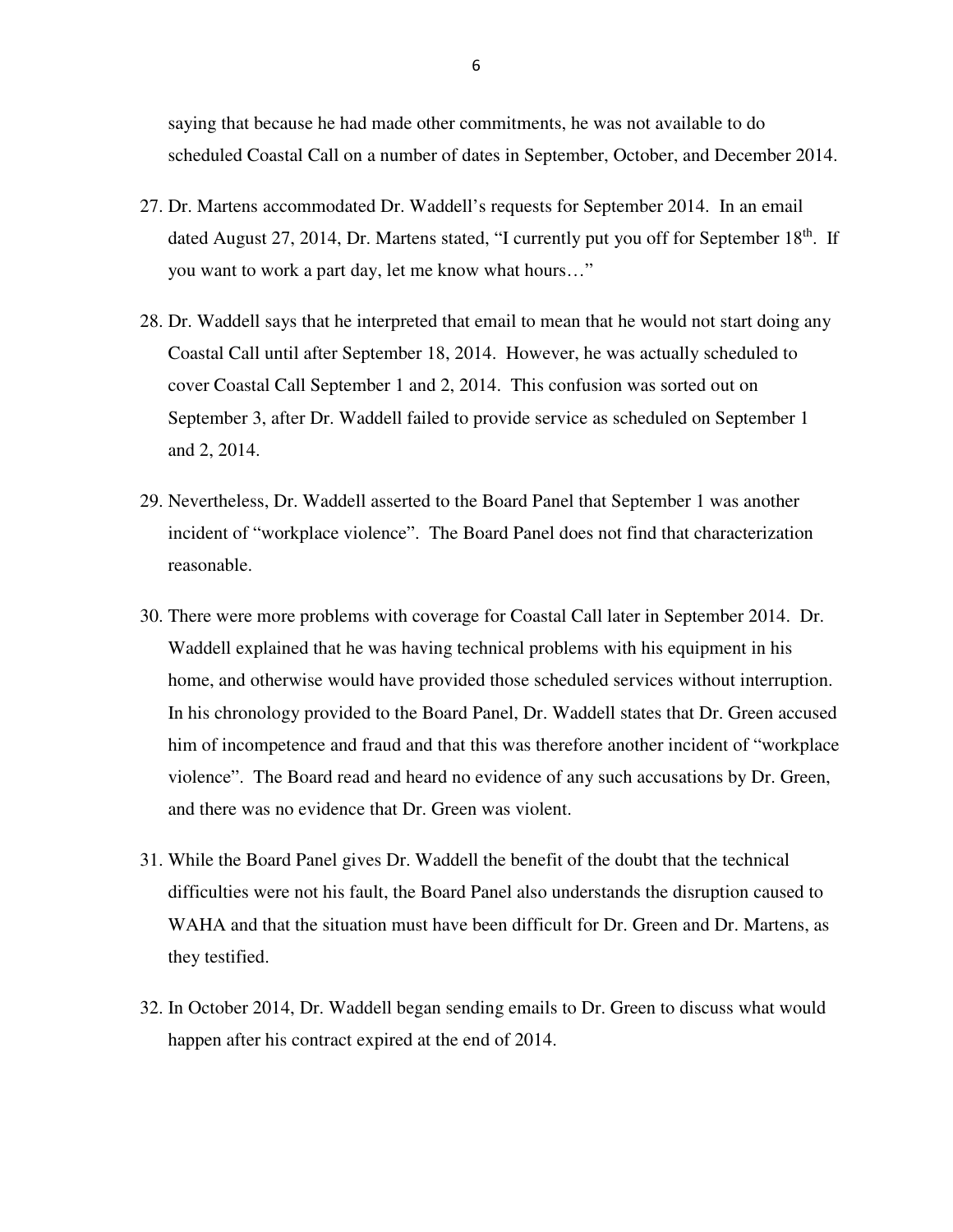saying that because he had made other commitments, he was not available to do scheduled Coastal Call on a number of dates in September, October, and December 2014.

27. Dr. Martens accommodated Dr. Waddell's requests for September 2014. In an email dated August 27, 2014, Dr. Martens stated, "I currently put you off for September 18th. If you want to work a part day, let me know what hours…"

28. Dr. Waddell says that he interpreted that email to mean that he would not start doing any Coastal Call until after September 18, 2014. However, he was actually scheduled to cover Coastal Call September 1 and 2, 2014. This confusion was sorted out on September 3, after Dr. Waddell failed to provide service as scheduled on September 1 and 2, 2014.

29. Nevertheless, Dr. Waddell asserted to the Board Panel that September 1 was another incident of "workplace violence". The Board Panel does not find that characterization reasonable.

30. There were more problems with coverage for Coastal Call later in September 2014. Dr. Waddell explained that he was having technical problems with his equipment in his home, and otherwise would have provided those scheduled services without interruption. In his chronology provided to the Board Panel, Dr. Waddell states that Dr. Green accused him of incompetence and fraud and that this was therefore another incident of "workplace violence". The Board read and heard no evidence of any such accusations by Dr. Green, and there was no evidence that Dr. Green was violent.

31. While the Board Panel gives Dr. Waddell the benefit of the doubt that the technical difficulties were not his fault, the Board Panel also understands the disruption caused to WAHA and that the situation must have been difficult for Dr. Green and Dr. Martens, as they testified.

32. In October 2014, Dr. Waddell began sending emails to Dr. Green to discuss what would happen after his contract expired at the end of 2014.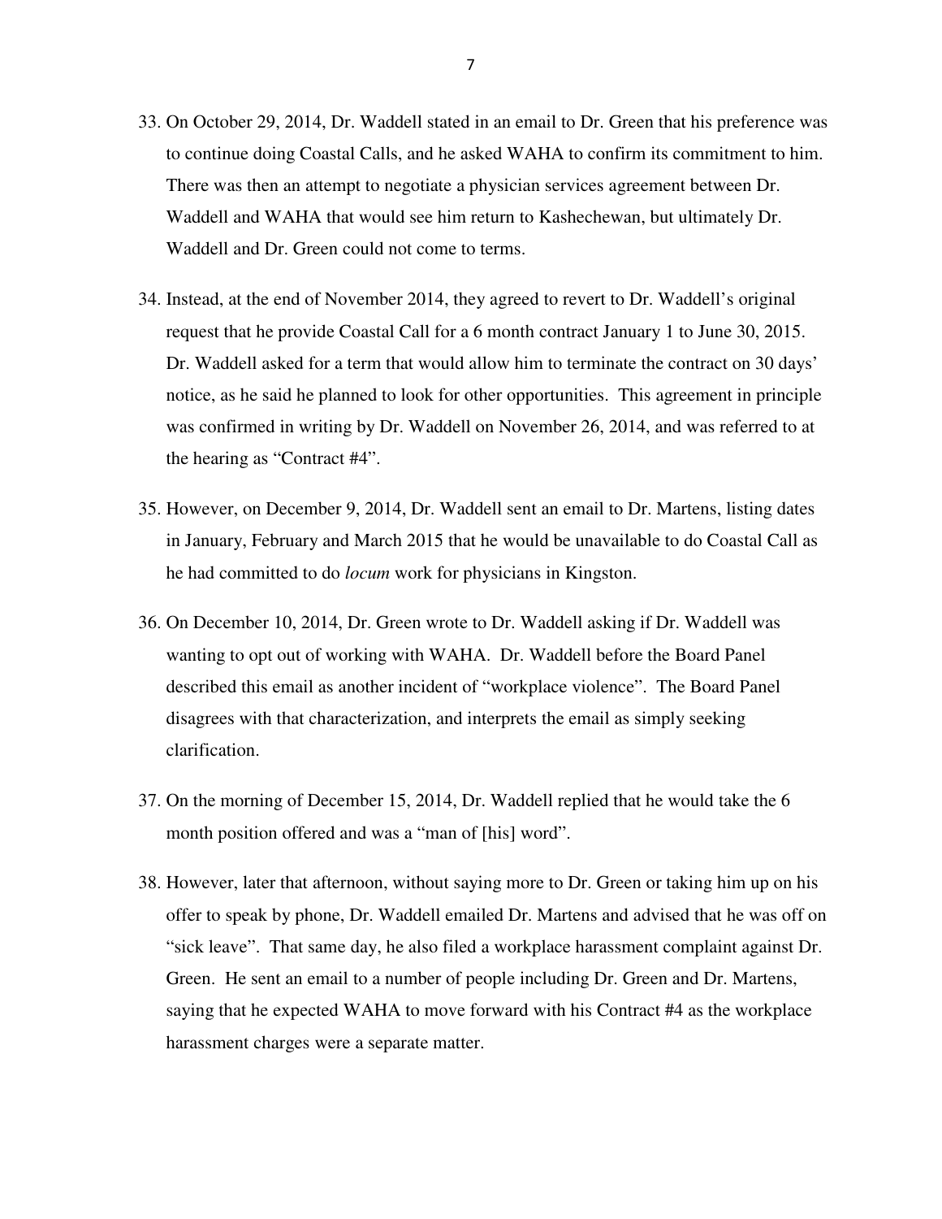33. On October 29, 2014, Dr. Waddell stated in an email to Dr. Green that his preference was to continue doing Coastal Calls, and he asked WAHA to confirm its commitment to him. There was then an attempt to negotiate a physician services agreement between Dr. Waddell and WAHA that would see him return to Kashechewan, but ultimately Dr. Waddell and Dr. Green could not come to terms.

34. Instead, at the end of November 2014, they agreed to revert to Dr. Waddell's original request that he provide Coastal Call for a 6 month contract January 1 to June 30, 2015. Dr. Waddell asked for a term that would allow him to terminate the contract on 30 days' notice, as he said he planned to look for other opportunities. This agreement in principle was confirmed in writing by Dr. Waddell on November 26, 2014, and was referred to at the hearing as "Contract #4".

35. However, on December 9, 2014, Dr. Waddell sent an email to Dr. Martens, listing dates in January, February and March 2015 that he would be unavailable to do Coastal Call as he had committed to do *locum* work for physicians in Kingston.

36. On December 10, 2014, Dr. Green wrote to Dr. Waddell asking if Dr. Waddell was wanting to opt out of working with WAHA. Dr. Waddell before the Board Panel described this email as another incident of "workplace violence". The Board Panel disagrees with that characterization, and interprets the email as simply seeking clarification.

37. On the morning of December 15, 2014, Dr. Waddell replied that he would take the 6 month position offered and was a "man of [his] word".

38. However, later that afternoon, without saying more to Dr. Green or taking him up on his offer to speak by phone, Dr. Waddell emailed Dr. Martens and advised that he was off on "sick leave". That same day, he also filed a workplace harassment complaint against Dr. Green. He sent an email to a number of people including Dr. Green and Dr. Martens, saying that he expected WAHA to move forward with his Contract #4 as the workplace harassment charges were a separate matter.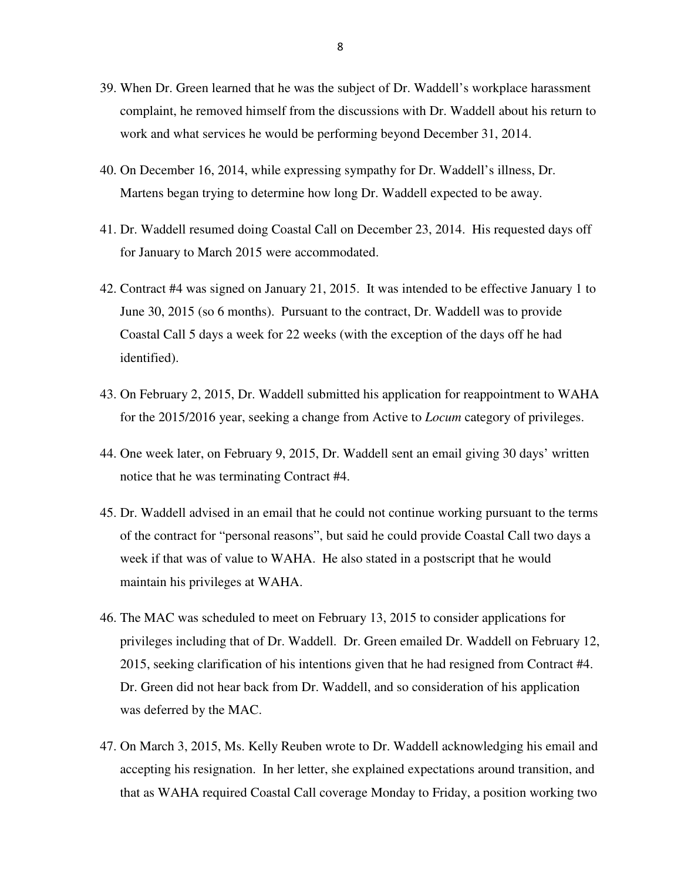39. When Dr. Green learned that he was the subject of Dr. Waddell's workplace harassment complaint, he removed himself from the discussions with Dr. Waddell about his return to work and what services he would be performing beyond December 31, 2014.

40. On December 16, 2014, while expressing sympathy for Dr. Waddell's illness, Dr. Martens began trying to determine how long Dr. Waddell expected to be away.

41. Dr. Waddell resumed doing Coastal Call on December 23, 2014. His requested days off for January to March 2015 were accommodated.

42. Contract #4 was signed on January 21, 2015. It was intended to be effective January 1 to June 30, 2015 (so 6 months). Pursuant to the contract, Dr. Waddell was to provide Coastal Call 5 days a week for 22 weeks (with the exception of the days off he had identified).

43. On February 2, 2015, Dr. Waddell submitted his application for reappointment to WAHA for the 2015/2016 year, seeking a change from Active to *Locum* category of privileges.

44. One week later, on February 9, 2015, Dr. Waddell sent an email giving 30 days' written notice that he was terminating Contract #4.

45. Dr. Waddell advised in an email that he could not continue working pursuant to the terms of the contract for "personal reasons", but said he could provide Coastal Call two days a week if that was of value to WAHA. He also stated in a postscript that he would maintain his privileges at WAHA.

46. The MAC was scheduled to meet on February 13, 2015 to consider applications for privileges including that of Dr. Waddell. Dr. Green emailed Dr. Waddell on February 12, 2015, seeking clarification of his intentions given that he had resigned from Contract #4. Dr. Green did not hear back from Dr. Waddell, and so consideration of his application was deferred by the MAC.

47. On March 3, 2015, Ms. Kelly Reuben wrote to Dr. Waddell acknowledging his email and accepting his resignation. In her letter, she explained expectations around transition, and that as WAHA required Coastal Call coverage Monday to Friday, a position working two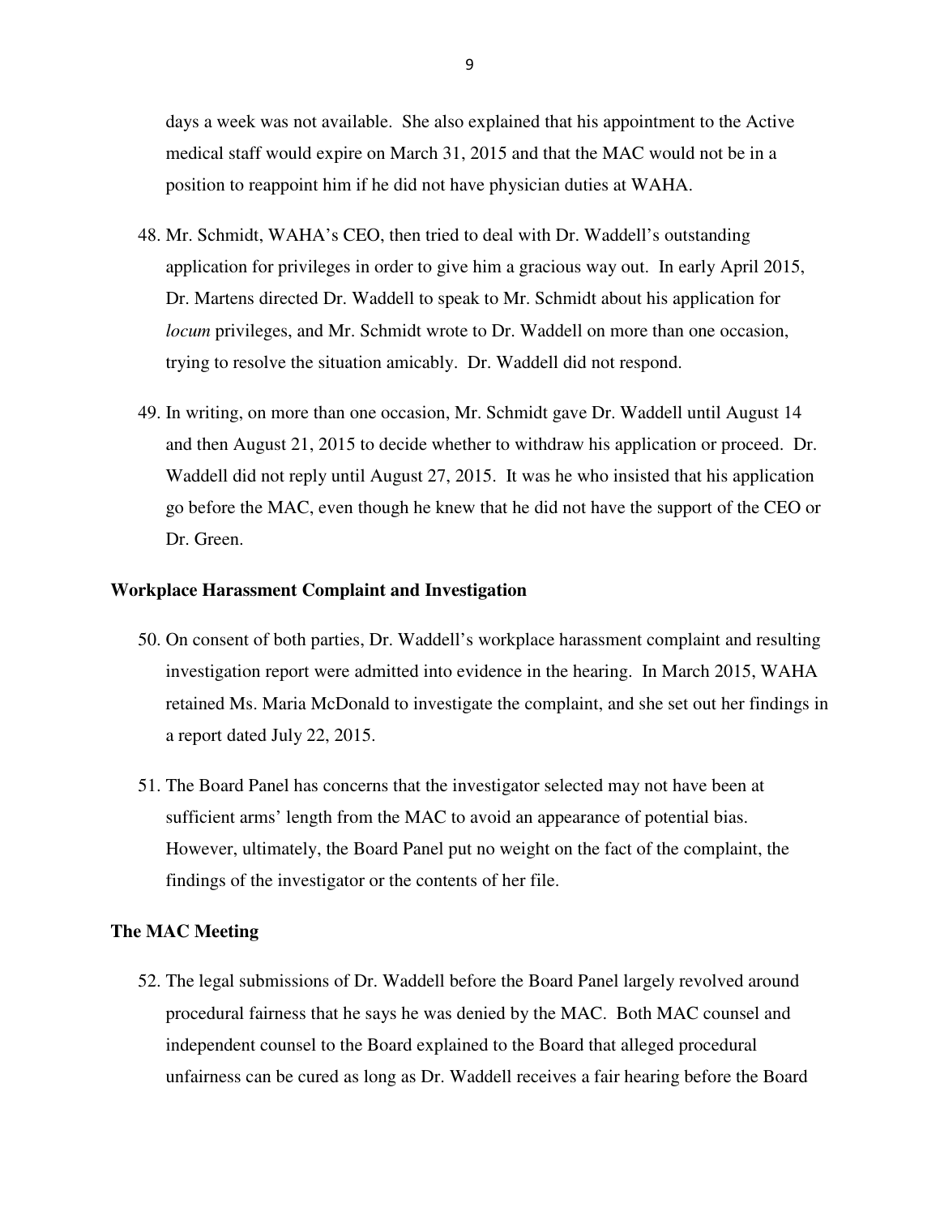days a week was not available. She also explained that his appointment to the Active medical staff would expire on March 31, 2015 and that the MAC would not be in a position to reappoint him if he did not have physician duties at WAHA.

48. Mr. Schmidt, WAHA's CEO, then tried to deal with Dr. Waddell's outstanding application for privileges in order to give him a gracious way out. In early April 2015, Dr. Martens directed Dr. Waddell to speak to Mr. Schmidt about his application for *locum* privileges, and Mr. Schmidt wrote to Dr. Waddell on more than one occasion, trying to resolve the situation amicably. Dr. Waddell did not respond.

49. In writing, on more than one occasion, Mr. Schmidt gave Dr. Waddell until August 14 and then August 21, 2015 to decide whether to withdraw his application or proceed. Dr. Waddell did not reply until August 27, 2015. It was he who insisted that his application go before the MAC, even though he knew that he did not have the support of the CEO or Dr. Green.

**Workplace Harassment Complaint and Investigation**

50. On consent of both parties, Dr. Waddell's workplace harassment complaint and resulting investigation report were admitted into evidence in the hearing. In March 2015, WAHA retained Ms. Maria McDonald to investigate the complaint, and she set out her findings in a report dated July 22, 2015.

51. The Board Panel has concerns that the investigator selected may not have been at sufficient arms' length from the MAC to avoid an appearance of potential bias. However, ultimately, the Board Panel put no weight on the fact of the complaint, the findings of the investigator or the contents of her file.

**The MAC Meeting**

52. The legal submissions of Dr. Waddell before the Board Panel largely revolved around procedural fairness that he says he was denied by the MAC. Both MAC counsel and independent counsel to the Board explained to the Board that alleged procedural unfairness can be cured as long as Dr. Waddell receives a fair hearing before the Board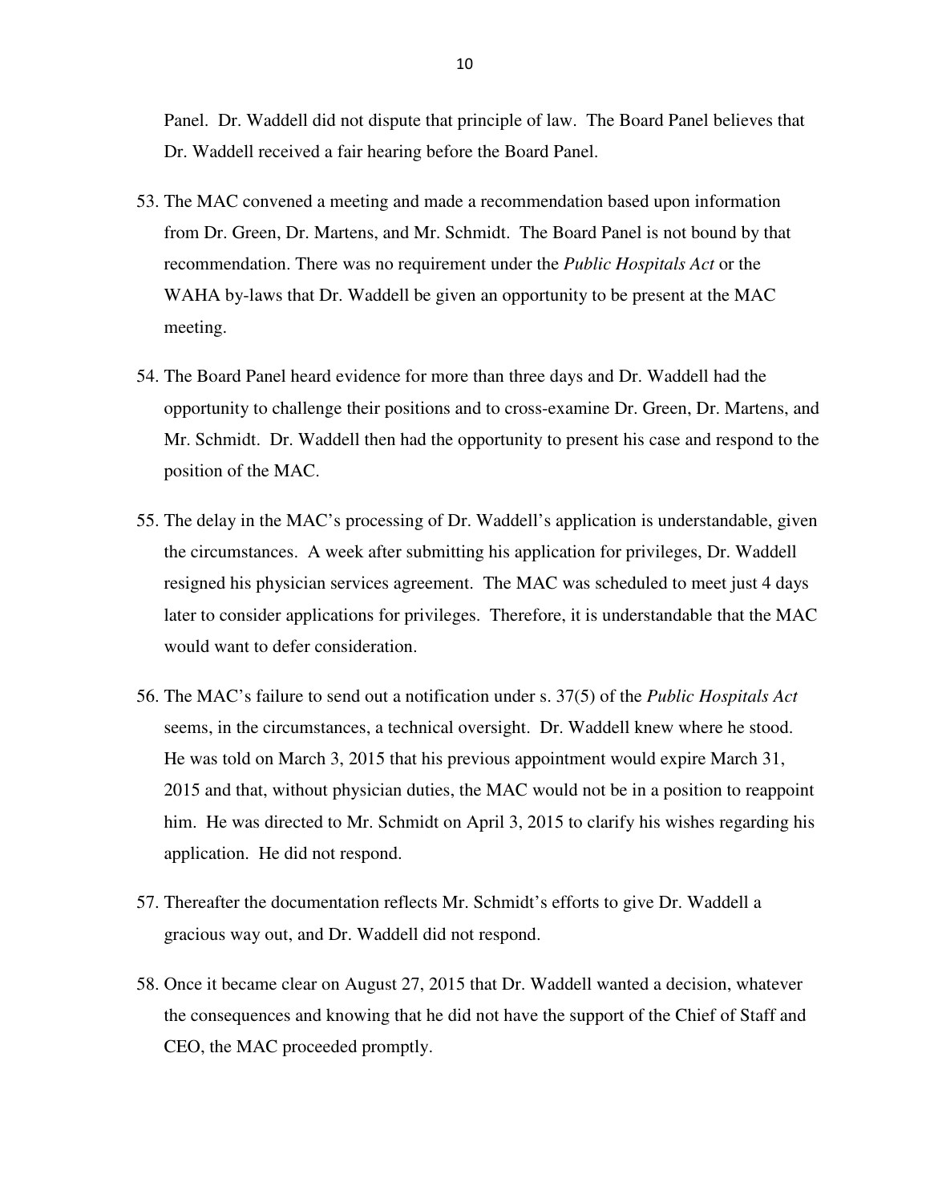Panel. Dr. Waddell did not dispute that principle of law. The Board Panel believes that Dr. Waddell received a fair hearing before the Board Panel.

53. The MAC convened a meeting and made a recommendation based upon information from Dr. Green, Dr. Martens, and Mr. Schmidt. The Board Panel is not bound by that recommendation. There was no requirement under the *Public Hospitals Act* or the WAHA by-laws that Dr. Waddell be given an opportunity to be present at the MAC meeting.

54. The Board Panel heard evidence for more than three days and Dr. Waddell had the opportunity to challenge their positions and to cross-examine Dr. Green, Dr. Martens, and Mr. Schmidt. Dr. Waddell then had the opportunity to present his case and respond to the position of the MAC.

55. The delay in the MAC's processing of Dr. Waddell's application is understandable, given the circumstances. A week after submitting his application for privileges, Dr. Waddell resigned his physician services agreement. The MAC was scheduled to meet just 4 days later to consider applications for privileges. Therefore, it is understandable that the MAC would want to defer consideration.

56. The MAC's failure to send out a notification under s. 37(5) of the *Public Hospitals Act* seems, in the circumstances, a technical oversight. Dr. Waddell knew where he stood. He was told on March 3, 2015 that his previous appointment would expire March 31, 2015 and that, without physician duties, the MAC would not be in a position to reappoint him. He was directed to Mr. Schmidt on April 3, 2015 to clarify his wishes regarding his application. He did not respond.

57. Thereafter the documentation reflects Mr. Schmidt's efforts to give Dr. Waddell a gracious way out, and Dr. Waddell did not respond.

58. Once it became clear on August 27, 2015 that Dr. Waddell wanted a decision, whatever the consequences and knowing that he did not have the support of the Chief of Staff and CEO, the MAC proceeded promptly.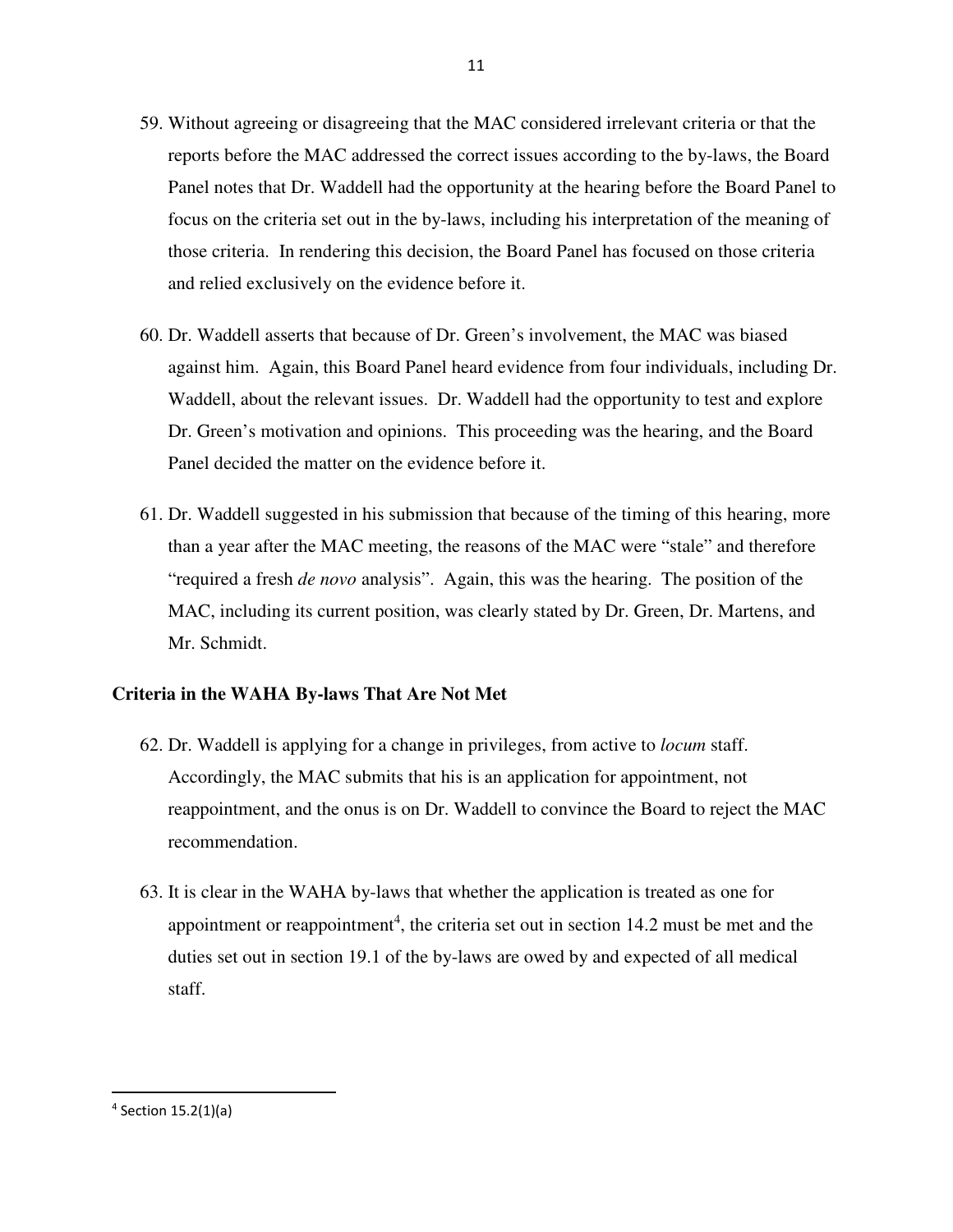59. Without agreeing or disagreeing that the MAC considered irrelevant criteria or that the reports before the MAC addressed the correct issues according to the by-laws, the Board Panel notes that Dr. Waddell had the opportunity at the hearing before the Board Panel to focus on the criteria set out in the by-laws, including his interpretation of the meaning of those criteria. In rendering this decision, the Board Panel has focused on those criteria and relied exclusively on the evidence before it.

60. Dr. Waddell asserts that because of Dr. Green's involvement, the MAC was biased against him. Again, this Board Panel heard evidence from four individuals, including Dr. Waddell, about the relevant issues. Dr. Waddell had the opportunity to test and explore Dr. Green's motivation and opinions. This proceeding was the hearing, and the Board Panel decided the matter on the evidence before it.

61. Dr. Waddell suggested in his submission that because of the timing of this hearing, more than a year after the MAC meeting, the reasons of the MAC were "stale" and therefore "required a fresh *de novo* analysis". Again, this was the hearing. The position of the MAC, including its current position, was clearly stated by Dr. Green, Dr. Martens, and Mr. Schmidt.

**Criteria in the WAHA By-laws That Are Not Met**

62. Dr. Waddell is applying for a change in privileges, from active to *locum* staff. Accordingly, the MAC submits that his is an application for appointment, not reappointment, and the onus is on Dr. Waddell to convince the Board to reject the MAC recommendation.

63. It is clear in the WAHA by-laws that whether the application is treated as one for appointment or reappointment[4], the criteria set out in section 14.2 must be met and the duties set out in section 19.1 of the by-laws are owed by and expected of all medical staff.

---

[4] Section 15.2(1)(a)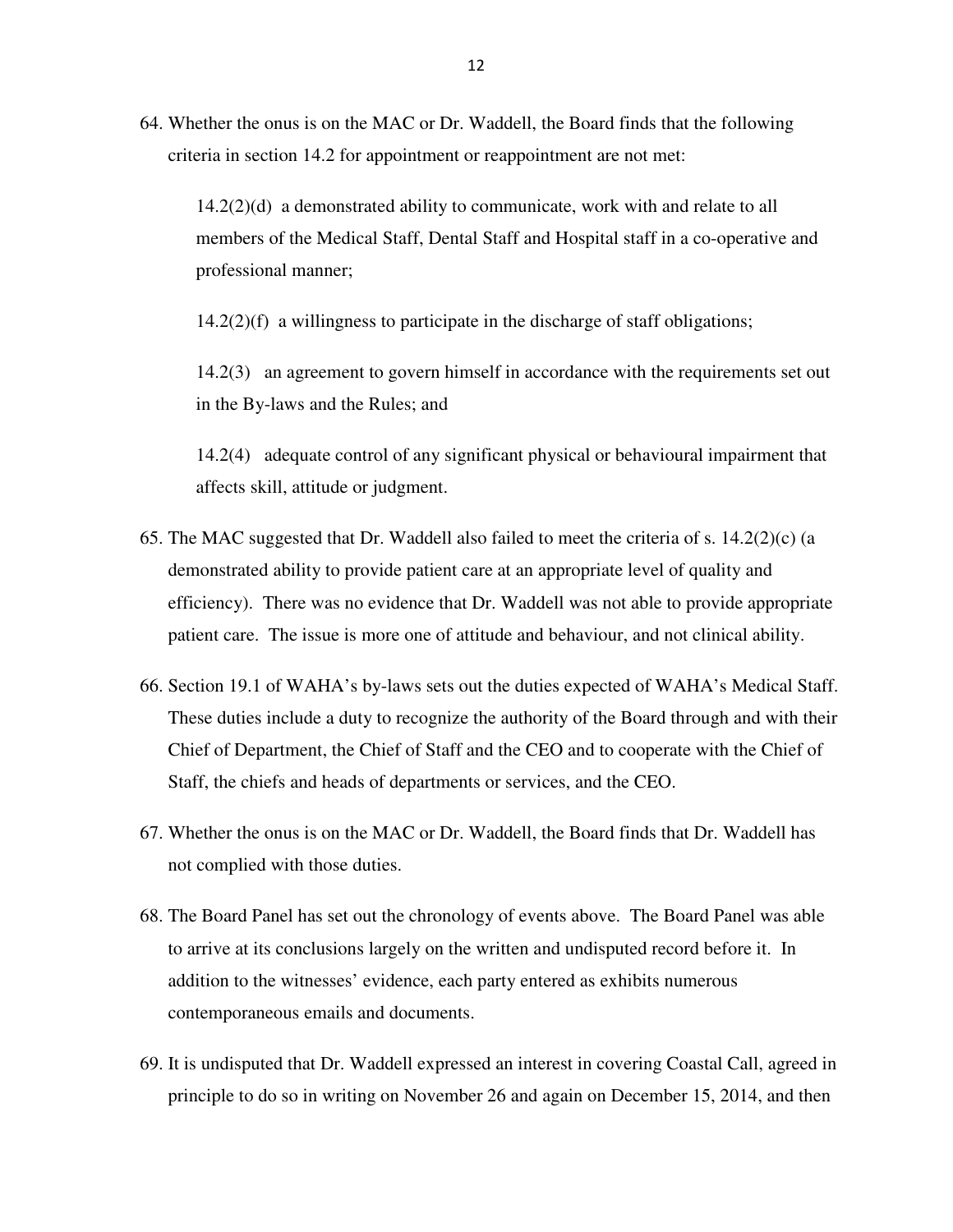64. Whether the onus is on the MAC or Dr. Waddell, the Board finds that the following criteria in section 14.2 for appointment or reappointment are not met:

    14.2(2)(d) a demonstrated ability to communicate, work with and relate to all members of the Medical Staff, Dental Staff and Hospital staff in a co-operative and professional manner;

    14.2(2)(f) a willingness to participate in the discharge of staff obligations;

    14.2(3) an agreement to govern himself in accordance with the requirements set out in the By-laws and the Rules; and

    14.2(4) adequate control of any significant physical or behavioural impairment that affects skill, attitude or judgment.

65. The MAC suggested that Dr. Waddell also failed to meet the criteria of s. 14.2(2)(c) (a demonstrated ability to provide patient care at an appropriate level of quality and efficiency). There was no evidence that Dr. Waddell was not able to provide appropriate patient care. The issue is more one of attitude and behaviour, and not clinical ability.

66. Section 19.1 of WAHA's by-laws sets out the duties expected of WAHA's Medical Staff. These duties include a duty to recognize the authority of the Board through and with their Chief of Department, the Chief of Staff and the CEO and to cooperate with the Chief of Staff, the chiefs and heads of departments or services, and the CEO.

67. Whether the onus is on the MAC or Dr. Waddell, the Board finds that Dr. Waddell has not complied with those duties.

68. The Board Panel has set out the chronology of events above. The Board Panel was able to arrive at its conclusions largely on the written and undisputed record before it. In addition to the witnesses' evidence, each party entered as exhibits numerous contemporaneous emails and documents.

69. It is undisputed that Dr. Waddell expressed an interest in covering Coastal Call, agreed in principle to do so in writing on November 26 and again on December 15, 2014, and then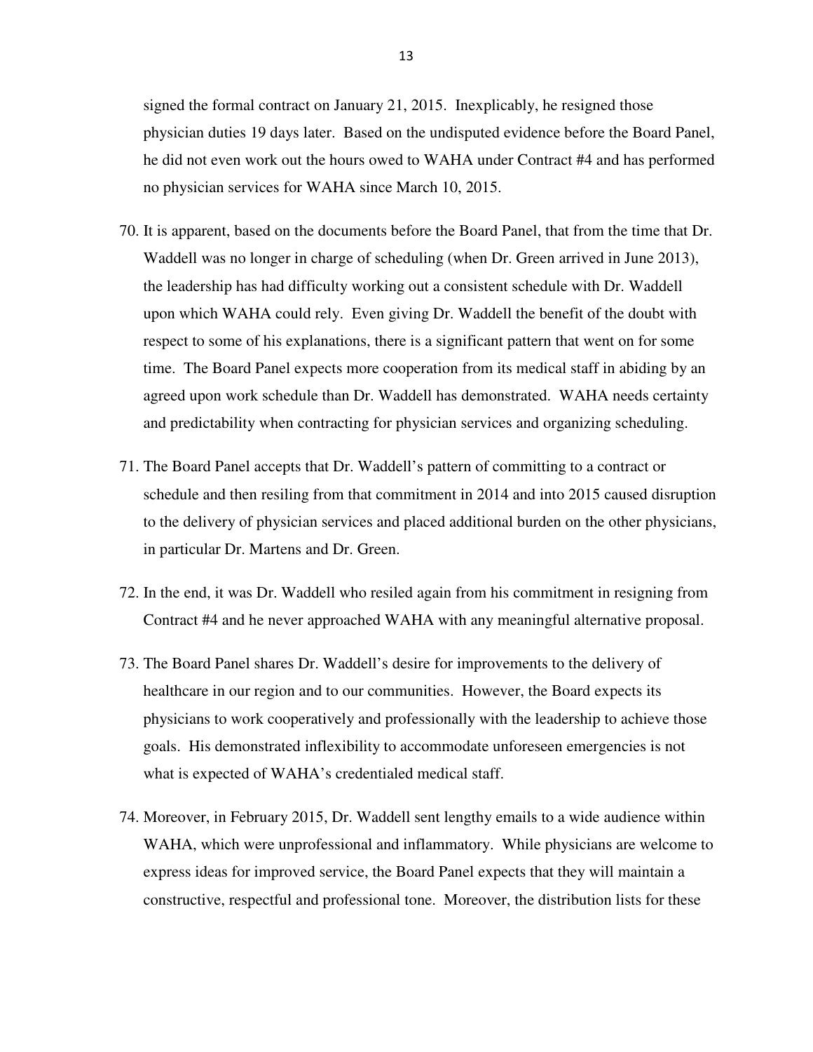signed the formal contract on January 21, 2015. Inexplicably, he resigned those physician duties 19 days later. Based on the undisputed evidence before the Board Panel, he did not even work out the hours owed to WAHA under Contract #4 and has performed no physician services for WAHA since March 10, 2015.

70. It is apparent, based on the documents before the Board Panel, that from the time that Dr. Waddell was no longer in charge of scheduling (when Dr. Green arrived in June 2013), the leadership has had difficulty working out a consistent schedule with Dr. Waddell upon which WAHA could rely. Even giving Dr. Waddell the benefit of the doubt with respect to some of his explanations, there is a significant pattern that went on for some time. The Board Panel expects more cooperation from its medical staff in abiding by an agreed upon work schedule than Dr. Waddell has demonstrated. WAHA needs certainty and predictability when contracting for physician services and organizing scheduling.

71. The Board Panel accepts that Dr. Waddell's pattern of committing to a contract or schedule and then resiling from that commitment in 2014 and into 2015 caused disruption to the delivery of physician services and placed additional burden on the other physicians, in particular Dr. Martens and Dr. Green.

72. In the end, it was Dr. Waddell who resiled again from his commitment in resigning from Contract #4 and he never approached WAHA with any meaningful alternative proposal.

73. The Board Panel shares Dr. Waddell's desire for improvements to the delivery of healthcare in our region and to our communities. However, the Board expects its physicians to work cooperatively and professionally with the leadership to achieve those goals. His demonstrated inflexibility to accommodate unforeseen emergencies is not what is expected of WAHA's credentialed medical staff.

74. Moreover, in February 2015, Dr. Waddell sent lengthy emails to a wide audience within WAHA, which were unprofessional and inflammatory. While physicians are welcome to express ideas for improved service, the Board Panel expects that they will maintain a constructive, respectful and professional tone. Moreover, the distribution lists for these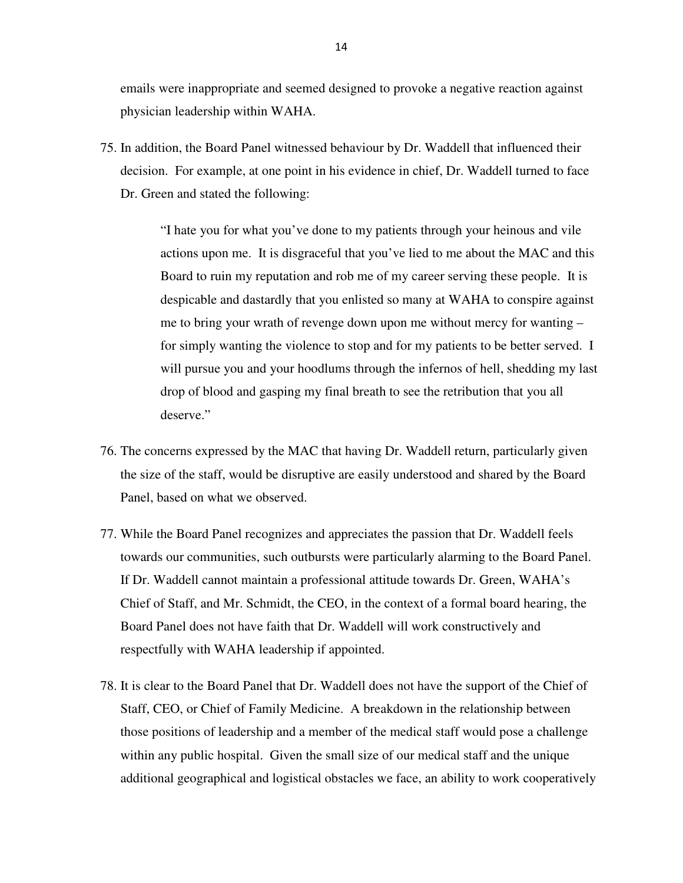emails were inappropriate and seemed designed to provoke a negative reaction against physician leadership within WAHA.

75. In addition, the Board Panel witnessed behaviour by Dr. Waddell that influenced their decision. For example, at one point in his evidence in chief, Dr. Waddell turned to face Dr. Green and stated the following:

    > "I hate you for what you've done to my patients through your heinous and vile actions upon me. It is disgraceful that you've lied to me about the MAC and this Board to ruin my reputation and rob me of my career serving these people. It is despicable and dastardly that you enlisted so many at WAHA to conspire against me to bring your wrath of revenge down upon me without mercy for wanting – for simply wanting the violence to stop and for my patients to be better served. I will pursue you and your hoodlums through the infernos of hell, shedding my last drop of blood and gasping my final breath to see the retribution that you all deserve."

76. The concerns expressed by the MAC that having Dr. Waddell return, particularly given the size of the staff, would be disruptive are easily understood and shared by the Board Panel, based on what we observed.

77. While the Board Panel recognizes and appreciates the passion that Dr. Waddell feels towards our communities, such outbursts were particularly alarming to the Board Panel. If Dr. Waddell cannot maintain a professional attitude towards Dr. Green, WAHA's Chief of Staff, and Mr. Schmidt, the CEO, in the context of a formal board hearing, the Board Panel does not have faith that Dr. Waddell will work constructively and respectfully with WAHA leadership if appointed.

78. It is clear to the Board Panel that Dr. Waddell does not have the support of the Chief of Staff, CEO, or Chief of Family Medicine. A breakdown in the relationship between those positions of leadership and a member of the medical staff would pose a challenge within any public hospital. Given the small size of our medical staff and the unique additional geographical and logistical obstacles we face, an ability to work cooperatively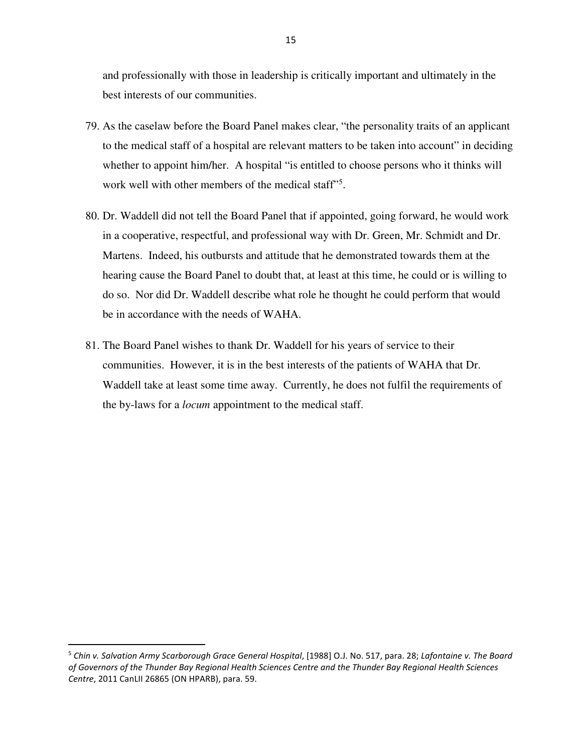and professionally with those in leadership is critically important and ultimately in the best interests of our communities.

79. As the caselaw before the Board Panel makes clear, "the personality traits of an applicant to the medical staff of a hospital are relevant matters to be taken into account" in deciding whether to appoint him/her. A hospital "is entitled to choose persons who it thinks will work well with other members of the medical staff"[5].

80. Dr. Waddell did not tell the Board Panel that if appointed, going forward, he would work in a cooperative, respectful, and professional way with Dr. Green, Mr. Schmidt and Dr. Martens. Indeed, his outbursts and attitude that he demonstrated towards them at the hearing cause the Board Panel to doubt that, at least at this time, he could or is willing to do so. Nor did Dr. Waddell describe what role he thought he could perform that would be in accordance with the needs of WAHA.

81. The Board Panel wishes to thank Dr. Waddell for his years of service to their communities. However, it is in the best interests of the patients of WAHA that Dr. Waddell take at least some time away. Currently, he does not fulfil the requirements of the by-laws for a *locum* appointment to the medical staff.

---

[5] *Chin v. Salvation Army Scarborough Grace General Hospital*, [1988] O.J. No. 517, para. 28; *Lafontaine v. The Board of Governors of the Thunder Bay Regional Health Sciences Centre and the Thunder Bay Regional Health Sciences Centre*, 2011 CanLII 26865 (ON HPARB), para. 59.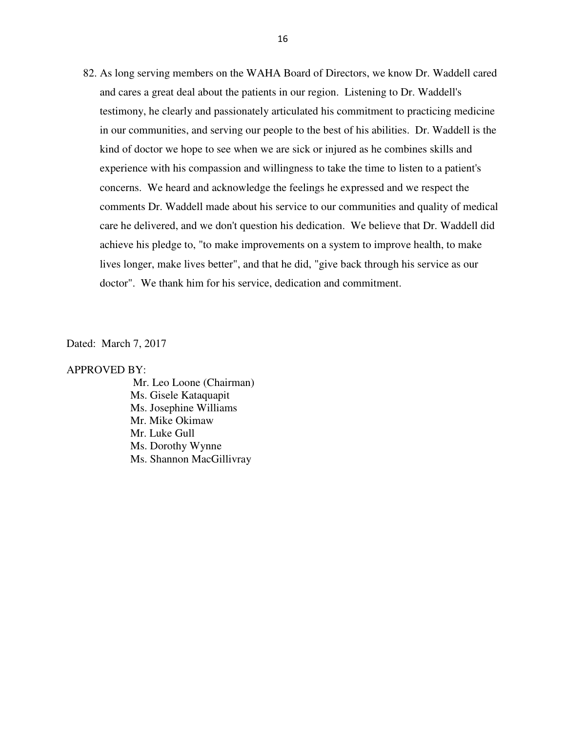82. As long serving members on the WAHA Board of Directors, we know Dr. Waddell cared and cares a great deal about the patients in our region. Listening to Dr. Waddell's testimony, he clearly and passionately articulated his commitment to practicing medicine in our communities, and serving our people to the best of his abilities. Dr. Waddell is the kind of doctor we hope to see when we are sick or injured as he combines skills and experience with his compassion and willingness to take the time to listen to a patient's concerns. We heard and acknowledge the feelings he expressed and we respect the comments Dr. Waddell made about his service to our communities and quality of medical care he delivered, and we don't question his dedication. We believe that Dr. Waddell did achieve his pledge to, "to make improvements on a system to improve health, to make lives longer, make lives better", and that he did, "give back through his service as our doctor". We thank him for his service, dedication and commitment.

Dated: March 7, 2017

APPROVED BY:

Mr. Leo Loone (Chairman)
Ms. Gisele Kataquapit
Ms. Josephine Williams
Mr. Mike Okimaw
Mr. Luke Gull
Ms. Dorothy Wynne
Ms. Shannon MacGillivray